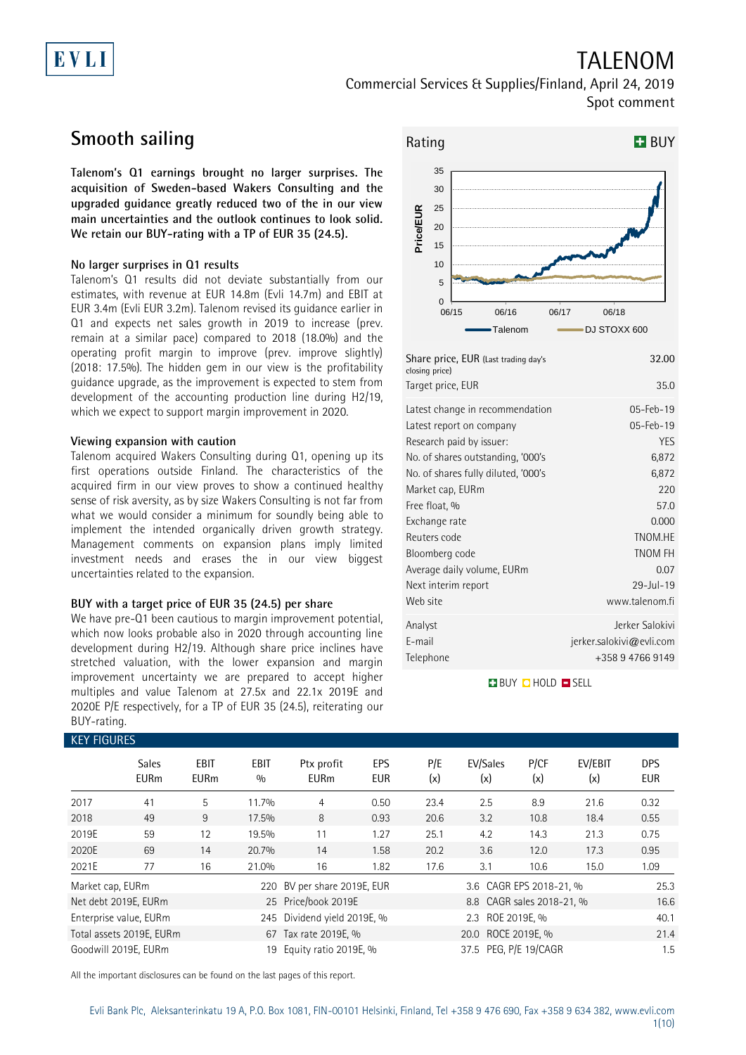# TALENOM

Commercial Services & Supplies/Finland, April 24, 2019

Spot comment

## Smooth sailing

**Talenom's Q1 earnings brought no larger surprises. The acquisition of Sweden-based Wakers Consulting and the upgraded guidance greatly reduced two of the in our view main uncertainties and the outlook continues to look solid. We retain our BUY-rating with a TP of EUR 35 (24.5).**

### No larger surprises in Q1 results

Talenom's Q1 results did not deviate substantially from our estimates, with revenue at EUR 14.8m (Evli 14.7m) and EBIT at EUR 3.4m (Evli EUR 3.2m). Talenom revised its guidance earlier in Q1 and expects net sales growth in 2019 to increase (prev. remain at a similar pace) compared to 2018 (18.0%) and the operating profit margin to improve (prev. improve slightly) (2018: 17.5%). The hidden gem in our view is the profitability guidance upgrade, as the improvement is expected to stem from development of the accounting production line during H2/19, which we expect to support margin improvement in 2020.

### Viewing expansion with caution

Talenom acquired Wakers Consulting during Q1, opening up its first operations outside Finland. The characteristics of the acquired firm in our view proves to show a continued healthy sense of risk aversity, as by size Wakers Consulting is not far from what we would consider a minimum for soundly being able to implement the intended organically driven growth strategy. Management comments on expansion plans imply limited investment needs and erases the in our view biggest uncertainties related to the expansion.

### BUY with a target price of EUR 35 (24.5) per share

We have pre-Q1 been cautious to margin improvement potential, which now looks probable also in 2020 through accounting line development during H2/19. Although share price inclines have stretched valuation, with the lower expansion and margin improvement uncertainty we are prepared to accept higher multiples and value Talenom at 27.5x and 22.1x 2019E and 2020E P/E respectively, for a TP of EUR 35 (24.5), reiterating our BUY-rating.

**Rating: BUY**

| | |
|---|---|
| Share price, EUR (Last trading day's closing price) | 32.00 |
| Target price, EUR | 35.0 |
| Latest change in recommendation | 05-Feb-19 |
| Latest report on company | 05-Feb-19 |
| Research paid by issuer: | YES |
| No. of shares outstanding, '000's | 6,872 |
| No. of shares fully diluted, '000's | 6,872 |
| Market cap, EURm | 220 |
| Free float, % | 57.0 |
| Exchange rate | 0.000 |
| Reuters code | TNOM.HE |
| Bloomberg code | TNOM FH |
| Average daily volume, EURm | 0.07 |
| Next interim report | 29-Jul-19 |
| Web site | www.talenom.fi |
| Analyst | Jerker Salokivi |
| E-mail | jerker.salokivi@evli.com |
| Telephone | +358 9 4766 9149 |

### KEY FIGURES

| | Sales EURm | EBIT EURm | EBIT % | Ptx profit EURm | EPS EUR | P/E (x) | EV/Sales (x) | P/CF (x) | EV/EBIT (x) | DPS EUR |
|---|---|---|---|---|---|---|---|---|---|---|
| 2017 | 41 | 5 | 11.7% | 4 | 0.50 | 23.4 | 2.5 | 8.9 | 21.6 | 0.32 |
| 2018 | 49 | 9 | 17.5% | 8 | 0.93 | 20.6 | 3.2 | 10.8 | 18.4 | 0.55 |
| 2019E | 59 | 12 | 19.5% | 11 | 1.27 | 25.1 | 4.2 | 14.3 | 21.3 | 0.75 |
| 2020E | 69 | 14 | 20.7% | 14 | 1.58 | 20.2 | 3.6 | 12.0 | 17.3 | 0.95 |
| 2021E | 77 | 16 | 21.0% | 16 | 1.82 | 17.6 | 3.1 | 10.6 | 15.0 | 1.09 |

| | | | | | |
|---|---|---|---|---|---|
| Market cap, EURm | 220 | BV per share 2019E, EUR | 3.6 | CAGR EPS 2018-21, % | 25.3 |
| Net debt 2019E, EURm | 25 | Price/book 2019E | 8.8 | CAGR sales 2018-21, % | 16.6 |
| Enterprise value, EURm | 245 | Dividend yield 2019E, % | 2.3 | ROE 2019E, % | 40.1 |
| Total assets 2019E, EURm | 67 | Tax rate 2019E, % | 20.0 | ROCE 2019E, % | 21.4 |
| Goodwill 2019E, EURm | 19 | Equity ratio 2019E, % | 37.5 | PEG, P/E 19/CAGR | 1.5 |

All the important disclosures can be found on the last pages of this report.

Evli Bank Plc, Aleksanterinkatu 19 A, P.O. Box 1081, FIN-00101 Helsinki, Finland, Tel +358 9 476 690, Fax +358 9 634 382, www.evli.com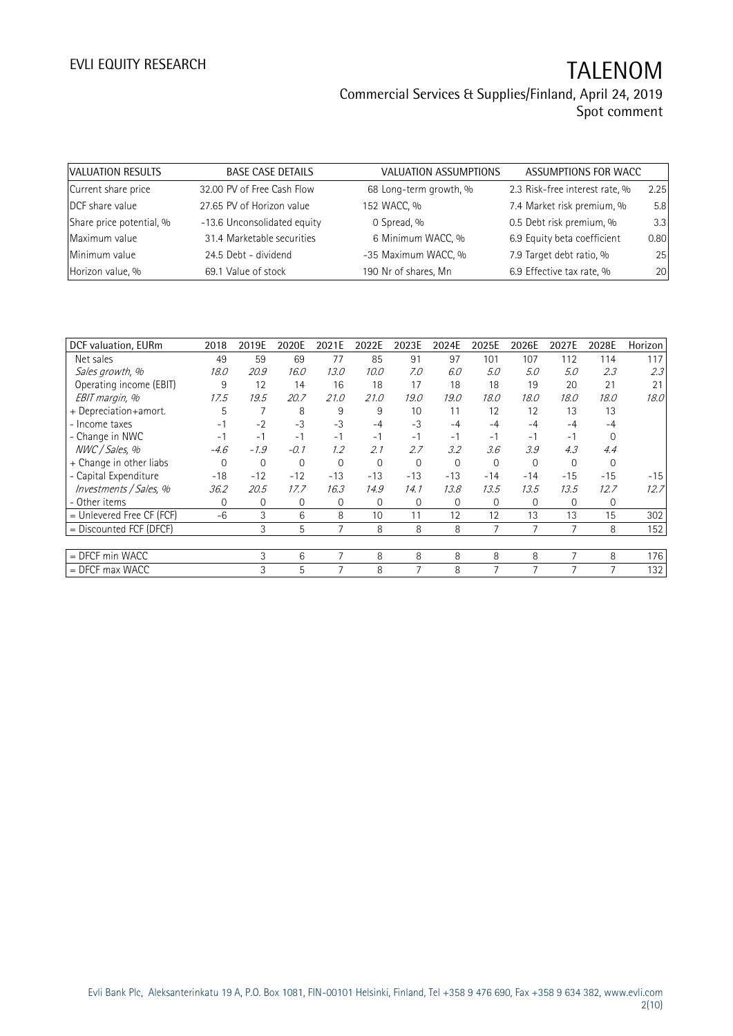| VALUATION RESULTS | BASE CASE DETAILS | VALUATION ASSUMPTIONS | ASSUMPTIONS FOR WACC |
|---|---|---|---|
| Current share price | 32.00 PV of Free Cash Flow | 68 Long-term growth, % | 2.3 Risk-free interest rate, % 2.25 |
| DCF share value | 27.65 PV of Horizon value | 152 WACC, % | 7.4 Market risk premium, % 5.8 |
| Share price potential, % | -13.6 Unconsolidated equity | 0 Spread, % | 0.5 Debt risk premium, % 3.3 |
| Maximum value | 31.4 Marketable securities | 6 Minimum WACC, % | 6.9 Equity beta coefficient 0.80 |
| Minimum value | 24.5 Debt - dividend | -35 Maximum WACC, % | 7.9 Target debt ratio, % 25 |
| Horizon value, % | 69.1 Value of stock | 190 Nr of shares, Mn | 6.9 Effective tax rate, % 20 |

| DCF valuation, EURm | 2018 | 2019E | 2020E | 2021E | 2022E | 2023E | 2024E | 2025E | 2026E | 2027E | 2028E | Horizon |
|---|---|---|---|---|---|---|---|---|---|---|---|---|
| Net sales | 49 | 59 | 69 | 77 | 85 | 91 | 97 | 101 | 107 | 112 | 114 | 117 |
| *Sales growth, %* | *18.0* | *20.9* | *16.0* | *13.0* | *10.0* | *7.0* | *6.0* | *5.0* | *5.0* | *5.0* | *2.3* | *2.3* |
| Operating income (EBIT) | 9 | 12 | 14 | 16 | 18 | 17 | 18 | 18 | 19 | 20 | 21 | 21 |
| *EBIT margin, %* | *17.5* | *19.5* | *20.7* | *21.0* | *21.0* | *19.0* | *19.0* | *18.0* | *18.0* | *18.0* | *18.0* | *18.0* |
| + Depreciation+amort. | 5 | 7 | 8 | 9 | 9 | 10 | 11 | 12 | 12 | 13 | 13 | |
| - Income taxes | -1 | -2 | -3 | -3 | -4 | -3 | -4 | -4 | -4 | -4 | -4 | |
| - Change in NWC | -1 | -1 | -1 | -1 | -1 | -1 | -1 | -1 | -1 | -1 | 0 | |
| *NWC / Sales, %* | *-4.6* | *-1.9* | *-0.1* | *1.2* | *2.1* | *2.7* | *3.2* | *3.6* | *3.9* | *4.3* | *4.4* | |
| + Change in other liabs | 0 | 0 | 0 | 0 | 0 | 0 | 0 | 0 | 0 | 0 | 0 | |
| - Capital Expenditure | -18 | -12 | -12 | -13 | -13 | -13 | -13 | -14 | -14 | -15 | -15 | -15 |
| *Investments / Sales, %* | *36.2* | *20.5* | *17.7* | *16.3* | *14.9* | *14.1* | *13.8* | *13.5* | *13.5* | *13.5* | *12.7* | *12.7* |
| - Other items | 0 | 0 | 0 | 0 | 0 | 0 | 0 | 0 | 0 | 0 | 0 | |
| = Unlevered Free CF (FCF) | -6 | 3 | 6 | 8 | 10 | 11 | 12 | 12 | 13 | 13 | 15 | 302 |
| = Discounted FCF (DFCF) | | 3 | 5 | 7 | 8 | 8 | 8 | 7 | 7 | 7 | 8 | 152 |
| | | | | | | | | | | | | |
| = DFCF min WACC | | 3 | 6 | 7 | 8 | 8 | 8 | 8 | 8 | 7 | 8 | 176 |
| = DFCF max WACC | | 3 | 5 | 7 | 8 | 7 | 8 | 7 | 7 | 7 | 7 | 132 |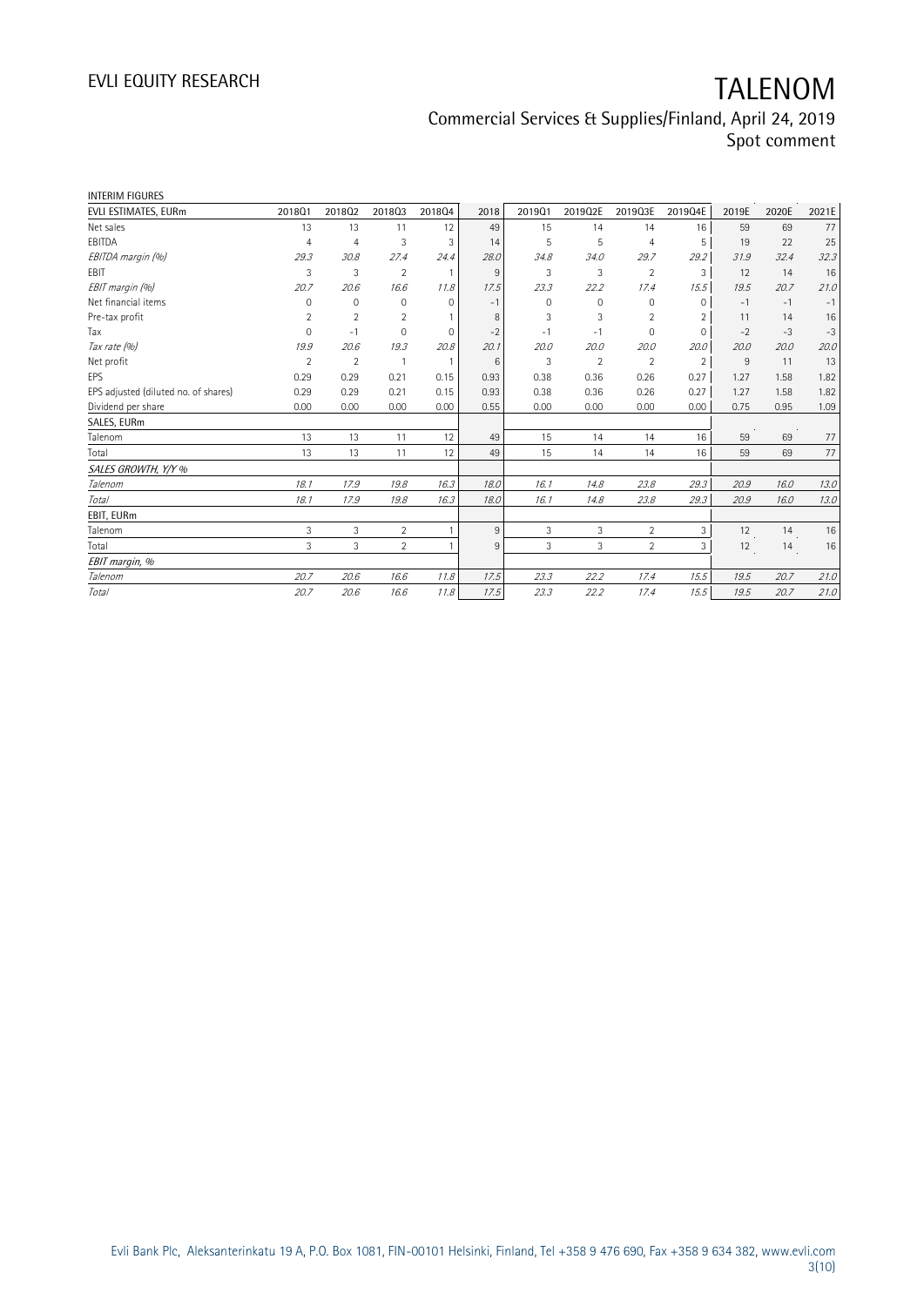INTERIM FIGURES

| EVLI ESTIMATES, EURm | 2018Q1 | 2018Q2 | 2018Q3 | 2018Q4 | 2018 | 2019Q1 | 2019Q2E | 2019Q3E | 2019Q4E | 2019E | 2020E | 2021E |
|---|---|---|---|---|---|---|---|---|---|---|---|---|
| Net sales | 13 | 13 | 11 | 12 | 49 | 15 | 14 | 14 | 16 | 59 | 69 | 77 |
| EBITDA | 4 | 4 | 3 | 3 | 14 | 5 | 5 | 4 | 5 | 19 | 22 | 25 |
| *EBITDA margin (%)* | *29.3* | *30.8* | *27.4* | *24.4* | *28.0* | *34.8* | *34.0* | *29.7* | *29.2* | *31.9* | *32.4* | *32.3* |
| EBIT | 3 | 3 | 2 | 1 | 9 | 3 | 3 | 2 | 3 | 12 | 14 | 16 |
| *EBIT margin (%)* | *20.7* | *20.6* | *16.6* | *11.8* | *17.5* | *23.3* | *22.2* | *17.4* | *15.5* | *19.5* | *20.7* | *21.0* |
| Net financial items | 0 | 0 | 0 | 0 | -1 | 0 | 0 | 0 | 0 | -1 | -1 | -1 |
| Pre-tax profit | 2 | 2 | 2 | 1 | 8 | 3 | 3 | 2 | 2 | 11 | 14 | 16 |
| Tax | 0 | -1 | 0 | 0 | -2 | -1 | -1 | 0 | 0 | -2 | -3 | -3 |
| *Tax rate (%)* | *19.9* | *20.6* | *19.3* | *20.8* | *20.1* | *20.0* | *20.0* | *20.0* | *20.0* | *20.0* | *20.0* | *20.0* |
| Net profit | 2 | 2 | 1 | 1 | 6 | 3 | 2 | 2 | 2 | 9 | 11 | 13 |
| EPS | 0.29 | 0.29 | 0.21 | 0.15 | 0.93 | 0.38 | 0.36 | 0.26 | 0.27 | 1.27 | 1.58 | 1.82 |
| EPS adjusted (diluted no. of shares) | 0.29 | 0.29 | 0.21 | 0.15 | 0.93 | 0.38 | 0.36 | 0.26 | 0.27 | 1.27 | 1.58 | 1.82 |
| Dividend per share | 0.00 | 0.00 | 0.00 | 0.00 | 0.55 | 0.00 | 0.00 | 0.00 | 0.00 | 0.75 | 0.95 | 1.09 |
| SALES, EURm | | | | | | | | | | | | |
| Talenom | 13 | 13 | 11 | 12 | 49 | 15 | 14 | 14 | 16 | 59 | 69 | 77 |
| Total | 13 | 13 | 11 | 12 | 49 | 15 | 14 | 14 | 16 | 59 | 69 | 77 |
| *SALES GROWTH, Y/Y %* | | | | | | | | | | | | |
| *Talenom* | *18.1* | *17.9* | *19.8* | *16.3* | *18.0* | *16.1* | *14.8* | *23.8* | *29.3* | *20.9* | *16.0* | *13.0* |
| *Total* | *18.1* | *17.9* | *19.8* | *16.3* | *18.0* | *16.1* | *14.8* | *23.8* | *29.3* | *20.9* | *16.0* | *13.0* |
| EBIT, EURm | | | | | | | | | | | | |
| Talenom | 3 | 3 | 2 | 1 | 9 | 3 | 3 | 2 | 3 | 12 | 14 | 16 |
| Total | 3 | 3 | 2 | 1 | 9 | 3 | 3 | 2 | 3 | 12 | 14 | 16 |
| *EBIT margin, %* | | | | | | | | | | | | |
| *Talenom* | *20.7* | *20.6* | *16.6* | *11.8* | *17.5* | *23.3* | *22.2* | *17.4* | *15.5* | *19.5* | *20.7* | *21.0* |
| *Total* | *20.7* | *20.6* | *16.6* | *11.8* | *17.5* | *23.3* | *22.2* | *17.4* | *15.5* | *19.5* | *20.7* | *21.0* |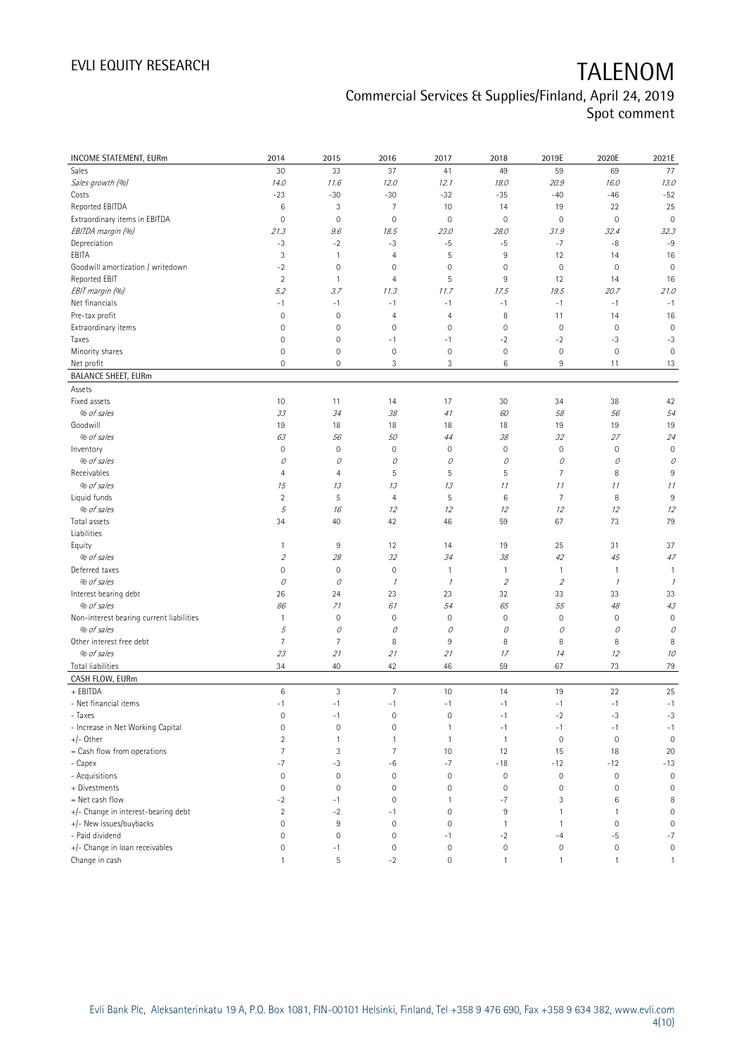| INCOME STATEMENT, EURm | 2014 | 2015 | 2016 | 2017 | 2018 | 2019E | 2020E | 2021E |
|---|---|---|---|---|---|---|---|---|
| Sales | 30 | 33 | 37 | 41 | 49 | 59 | 69 | 77 |
| *Sales growth (%)* | *14.0* | *11.6* | *12.0* | *12.1* | *18.0* | *20.9* | *16.0* | *13.0* |
| Costs | -23 | -30 | -30 | -32 | -35 | -40 | -46 | -52 |
| Reported EBITDA | 6 | 3 | 7 | 10 | 14 | 19 | 22 | 25 |
| Extraordinary items in EBITDA | 0 | 0 | 0 | 0 | 0 | 0 | 0 | 0 |
| *EBITDA margin (%)* | *21.3* | *9.6* | *18.5* | *23.0* | *28.0* | *31.9* | *32.4* | *32.3* |
| Depreciation | -3 | -2 | -3 | -5 | -5 | -7 | -8 | -9 |
| EBITA | 3 | 1 | 4 | 5 | 9 | 12 | 14 | 16 |
| Goodwill amortization / writedown | -2 | 0 | 0 | 0 | 0 | 0 | 0 | 0 |
| Reported EBIT | 2 | 1 | 4 | 5 | 9 | 12 | 14 | 16 |
| *EBIT margin (%)* | *5.2* | *3.7* | *11.3* | *11.7* | *17.5* | *19.5* | *20.7* | *21.0* |
| Net financials | -1 | -1 | -1 | -1 | -1 | -1 | -1 | -1 |
| Pre-tax profit | 0 | 0 | 4 | 4 | 8 | 11 | 14 | 16 |
| Extraordinary items | 0 | 0 | 0 | 0 | 0 | 0 | 0 | 0 |
| Taxes | 0 | 0 | -1 | -1 | -2 | -2 | -3 | -3 |
| Minority shares | 0 | 0 | 0 | 0 | 0 | 0 | 0 | 0 |
| Net profit | 0 | 0 | 3 | 3 | 6 | 9 | 11 | 13 |
| **BALANCE SHEET, EURm** | | | | | | | | |
| Assets | | | | | | | | |
| Fixed assets | 10 | 11 | 14 | 17 | 30 | 34 | 38 | 42 |
| *% of sales* | *33* | *34* | *38* | *41* | *60* | *58* | *56* | *54* |
| Goodwill | 19 | 18 | 18 | 18 | 18 | 19 | 19 | 19 |
| *% of sales* | *63* | *56* | *50* | *44* | *38* | *32* | *27* | *24* |
| Inventory | 0 | 0 | 0 | 0 | 0 | 0 | 0 | 0 |
| *% of sales* | *0* | *0* | *0* | *0* | *0* | *0* | *0* | *0* |
| Receivables | 4 | 4 | 5 | 5 | 5 | 7 | 8 | 9 |
| *% of sales* | *15* | *13* | *13* | *13* | *11* | *11* | *11* | *11* |
| Liquid funds | 2 | 5 | 4 | 5 | 6 | 7 | 8 | 9 |
| *% of sales* | *5* | *16* | *12* | *12* | *12* | *12* | *12* | *12* |
| Total assets | 34 | 40 | 42 | 46 | 59 | 67 | 73 | 79 |
| Liabilities | | | | | | | | |
| Equity | 1 | 9 | 12 | 14 | 19 | 25 | 31 | 37 |
| *% of sales* | *2* | *28* | *32* | *34* | *38* | *42* | *45* | *47* |
| Deferred taxes | 0 | 0 | 0 | 1 | 1 | 1 | 1 | 1 |
| *% of sales* | *0* | *0* | *1* | *1* | *2* | *2* | *1* | *1* |
| Interest bearing debt | 26 | 24 | 23 | 23 | 32 | 33 | 33 | 33 |
| *% of sales* | *86* | *71* | *61* | *54* | *65* | *55* | *48* | *43* |
| Non-interest bearing current liabilities | 1 | 0 | 0 | 0 | 0 | 0 | 0 | 0 |
| *% of sales* | *5* | *0* | *0* | *0* | *0* | *0* | *0* | *0* |
| Other interest free debt | 7 | 7 | 8 | 9 | 8 | 8 | 8 | 8 |
| *% of sales* | *23* | *21* | *21* | *21* | *17* | *14* | *12* | *10* |
| Total liabilities | 34 | 40 | 42 | 46 | 59 | 67 | 73 | 79 |
| **CASH FLOW, EURm** | | | | | | | | |
| + EBITDA | 6 | 3 | 7 | 10 | 14 | 19 | 22 | 25 |
| - Net financial items | -1 | -1 | -1 | -1 | -1 | -1 | -1 | -1 |
| - Taxes | 0 | -1 | 0 | 0 | -1 | -2 | -3 | -3 |
| - Increase in Net Working Capital | 0 | 0 | 0 | 1 | -1 | -1 | -1 | -1 |
| +/- Other | 2 | 1 | 1 | 1 | 1 | 0 | 0 | 0 |
| = Cash flow from operations | 7 | 3 | 7 | 10 | 12 | 15 | 18 | 20 |
| - Capex | -7 | -3 | -6 | -7 | -18 | -12 | -12 | -13 |
| - Acquisitions | 0 | 0 | 0 | 0 | 0 | 0 | 0 | 0 |
| + Divestments | 0 | 0 | 0 | 0 | 0 | 0 | 0 | 0 |
| = Net cash flow | -2 | -1 | 0 | 1 | -7 | 3 | 6 | 8 |
| +/- Change in interest-bearing debt | 2 | -2 | -1 | 0 | 9 | 1 | 1 | 0 |
| +/- New issues/buybacks | 0 | 9 | 0 | 0 | 1 | 1 | 0 | 0 |
| - Paid dividend | 0 | 0 | 0 | -1 | -2 | -4 | -5 | -7 |
| +/- Change in loan receivables | 0 | -1 | 0 | 0 | 0 | 0 | 0 | 0 |
| Change in cash | 1 | 5 | -2 | 0 | 1 | 1 | 1 | 1 |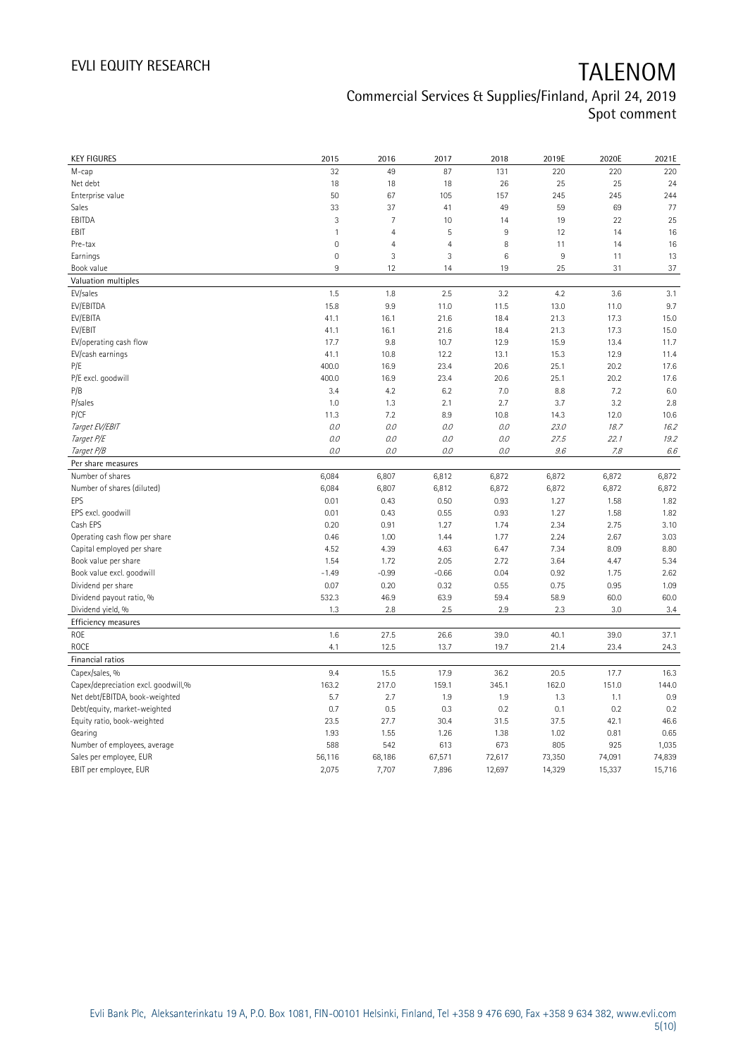| KEY FIGURES | 2015 | 2016 | 2017 | 2018 | 2019E | 2020E | 2021E |
|---|---|---|---|---|---|---|---|
| M-cap | 32 | 49 | 87 | 131 | 220 | 220 | 220 |
| Net debt | 18 | 18 | 18 | 26 | 25 | 25 | 24 |
| Enterprise value | 50 | 67 | 105 | 157 | 245 | 245 | 244 |
| Sales | 33 | 37 | 41 | 49 | 59 | 69 | 77 |
| EBITDA | 3 | 7 | 10 | 14 | 19 | 22 | 25 |
| EBIT | 1 | 4 | 5 | 9 | 12 | 14 | 16 |
| Pre-tax | 0 | 4 | 4 | 8 | 11 | 14 | 16 |
| Earnings | 0 | 3 | 3 | 6 | 9 | 11 | 13 |
| Book value | 9 | 12 | 14 | 19 | 25 | 31 | 37 |
| **Valuation multiples** | | | | | | | |
| EV/sales | 1.5 | 1.8 | 2.5 | 3.2 | 4.2 | 3.6 | 3.1 |
| EV/EBITDA | 15.8 | 9.9 | 11.0 | 11.5 | 13.0 | 11.0 | 9.7 |
| EV/EBITA | 41.1 | 16.1 | 21.6 | 18.4 | 21.3 | 17.3 | 15.0 |
| EV/EBIT | 41.1 | 16.1 | 21.6 | 18.4 | 21.3 | 17.3 | 15.0 |
| EV/operating cash flow | 17.7 | 9.8 | 10.7 | 12.9 | 15.9 | 13.4 | 11.7 |
| EV/cash earnings | 41.1 | 10.8 | 12.2 | 13.1 | 15.3 | 12.9 | 11.4 |
| P/E | 400.0 | 16.9 | 23.4 | 20.6 | 25.1 | 20.2 | 17.6 |
| P/E excl. goodwill | 400.0 | 16.9 | 23.4 | 20.6 | 25.1 | 20.2 | 17.6 |
| P/B | 3.4 | 4.2 | 6.2 | 7.0 | 8.8 | 7.2 | 6.0 |
| P/sales | 1.0 | 1.3 | 2.1 | 2.7 | 3.7 | 3.2 | 2.8 |
| P/CF | 11.3 | 7.2 | 8.9 | 10.8 | 14.3 | 12.0 | 10.6 |
| *Target EV/EBIT* | *0.0* | *0.0* | *0.0* | *0.0* | *23.0* | *18.7* | *16.2* |
| *Target P/E* | *0.0* | *0.0* | *0.0* | *0.0* | *27.5* | *22.1* | *19.2* |
| *Target P/B* | *0.0* | *0.0* | *0.0* | *0.0* | *9.6* | *7.8* | *6.6* |
| **Per share measures** | | | | | | | |
| Number of shares | 6,084 | 6,807 | 6,812 | 6,872 | 6,872 | 6,872 | 6,872 |
| Number of shares (diluted) | 6,084 | 6,807 | 6,812 | 6,872 | 6,872 | 6,872 | 6,872 |
| EPS | 0.01 | 0.43 | 0.50 | 0.93 | 1.27 | 1.58 | 1.82 |
| EPS excl. goodwill | 0.01 | 0.43 | 0.55 | 0.93 | 1.27 | 1.58 | 1.82 |
| Cash EPS | 0.20 | 0.91 | 1.27 | 1.74 | 2.34 | 2.75 | 3.10 |
| Operating cash flow per share | 0.46 | 1.00 | 1.44 | 1.77 | 2.24 | 2.67 | 3.03 |
| Capital employed per share | 4.52 | 4.39 | 4.63 | 6.47 | 7.34 | 8.09 | 8.80 |
| Book value per share | 1.54 | 1.72 | 2.05 | 2.72 | 3.64 | 4.47 | 5.34 |
| Book value excl. goodwill | -1.49 | -0.99 | -0.66 | 0.04 | 0.92 | 1.75 | 2.62 |
| Dividend per share | 0.07 | 0.20 | 0.32 | 0.55 | 0.75 | 0.95 | 1.09 |
| Dividend payout ratio, % | 532.3 | 46.9 | 63.9 | 59.4 | 58.9 | 60.0 | 60.0 |
| Dividend yield, % | 1.3 | 2.8 | 2.5 | 2.9 | 2.3 | 3.0 | 3.4 |
| **Efficiency measures** | | | | | | | |
| ROE | 1.6 | 27.5 | 26.6 | 39.0 | 40.1 | 39.0 | 37.1 |
| ROCE | 4.1 | 12.5 | 13.7 | 19.7 | 21.4 | 23.4 | 24.3 |
| **Financial ratios** | | | | | | | |
| Capex/sales, % | 9.4 | 15.5 | 17.9 | 36.2 | 20.5 | 17.7 | 16.3 |
| Capex/depreciation excl. goodwill,% | 163.2 | 217.0 | 159.1 | 345.1 | 162.0 | 151.0 | 144.0 |
| Net debt/EBITDA, book-weighted | 5.7 | 2.7 | 1.9 | 1.9 | 1.3 | 1.1 | 0.9 |
| Debt/equity, market-weighted | 0.7 | 0.5 | 0.3 | 0.2 | 0.1 | 0.2 | 0.2 |
| Equity ratio, book-weighted | 23.5 | 27.7 | 30.4 | 31.5 | 37.5 | 42.1 | 46.6 |
| Gearing | 1.93 | 1.55 | 1.26 | 1.38 | 1.02 | 0.81 | 0.65 |
| Number of employees, average | 588 | 542 | 613 | 673 | 805 | 925 | 1,035 |
| Sales per employee, EUR | 56,116 | 68,186 | 67,571 | 72,617 | 73,350 | 74,091 | 74,839 |
| EBIT per employee, EUR | 2,075 | 7,707 | 7,896 | 12,697 | 14,329 | 15,337 | 15,716 |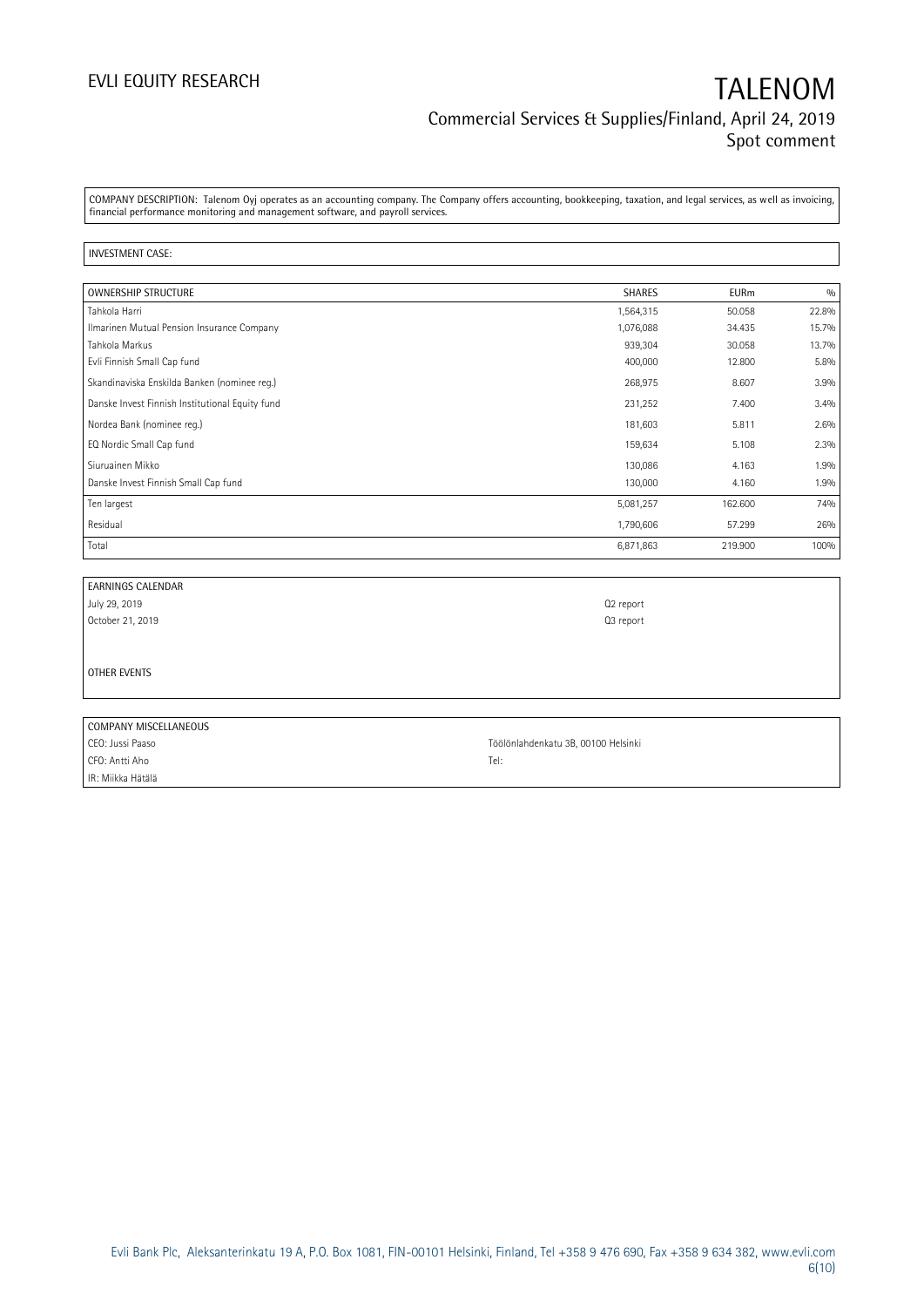COMPANY DESCRIPTION: Talenom Oyj operates as an accounting company. The Company offers accounting, bookkeeping, taxation, and legal services, as well as invoicing, financial performance monitoring and management software, and payroll services.

INVESTMENT CASE:

| OWNERSHIP STRUCTURE | SHARES | EURm | % |
|---|---|---|---|
| Tahkola Harri | 1,564,315 | 50.058 | 22.8% |
| Ilmarinen Mutual Pension Insurance Company | 1,076,088 | 34.435 | 15.7% |
| Tahkola Markus | 939,304 | 30.058 | 13.7% |
| Evli Finnish Small Cap fund | 400,000 | 12.800 | 5.8% |
| Skandinaviska Enskilda Banken (nominee reg.) | 268,975 | 8.607 | 3.9% |
| Danske Invest Finnish Institutional Equity fund | 231,252 | 7.400 | 3.4% |
| Nordea Bank (nominee reg.) | 181,603 | 5.811 | 2.6% |
| EQ Nordic Small Cap fund | 159,634 | 5.108 | 2.3% |
| Siuruainen Mikko | 130,086 | 4.163 | 1.9% |
| Danske Invest Finnish Small Cap fund | 130,000 | 4.160 | 1.9% |
| Ten largest | 5,081,257 | 162.600 | 74% |
| Residual | 1,790,606 | 57.299 | 26% |
| Total | 6,871,863 | 219.900 | 100% |

| EARNINGS CALENDAR | |
|---|---|
| July 29, 2019 | Q2 report |
| October 21, 2019 | Q3 report |

OTHER EVENTS

| COMPANY MISCELLANEOUS | |
|---|---|
| CEO: Jussi Paaso | Töölönlahdenkatu 3B, 00100 Helsinki |
| CFO: Antti Aho | Tel: |
| IR: Miikka Hätälä | |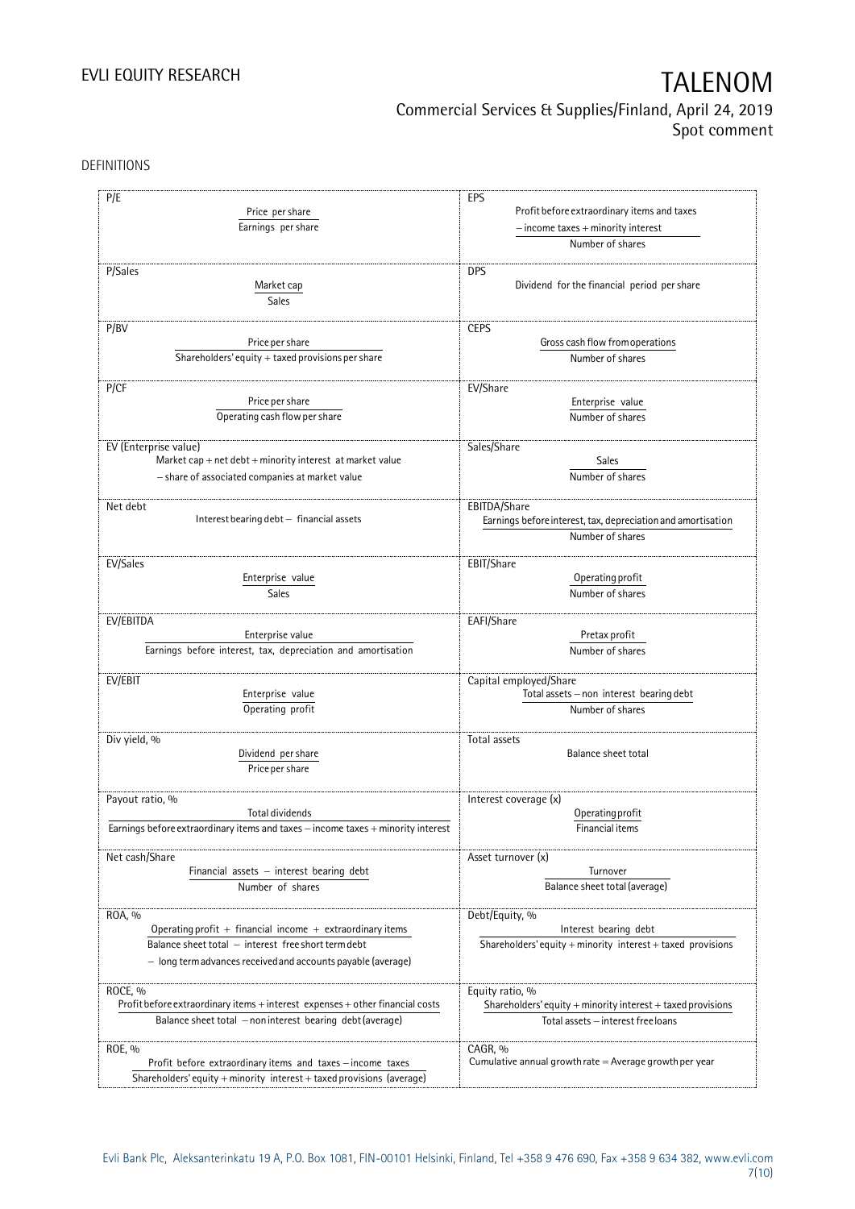DEFINITIONS

| | |
|---|---|
| **P/E**<br>$$\frac{\text{Price per share}}{\text{Earnings per share}}$$ | **EPS**<br>$$\frac{\text{Profit before extraordinary items and taxes} - \text{income taxes} + \text{minority interest}}{\text{Number of shares}}$$ |
| **P/Sales**<br>$$\frac{\text{Market cap}}{\text{Sales}}$$ | **DPS**<br>Dividend for the financial period per share |
| **P/BV**<br>$$\frac{\text{Price per share}}{\text{Shareholders' equity} + \text{taxed provisions per share}}$$ | **CEPS**<br>$$\frac{\text{Gross cash flow from operations}}{\text{Number of shares}}$$ |
| **P/CF**<br>$$\frac{\text{Price per share}}{\text{Operating cash flow per share}}$$ | **EV/Share**<br>$$\frac{\text{Enterprise value}}{\text{Number of shares}}$$ |
| **EV (Enterprise value)**<br>Market cap + net debt + minority interest at market value − share of associated companies at market value | **Sales/Share**<br>$$\frac{\text{Sales}}{\text{Number of shares}}$$ |
| **Net debt**<br>Interest bearing debt − financial assets | **EBITDA/Share**<br>$$\frac{\text{Earnings before interest, tax, depreciation and amortisation}}{\text{Number of shares}}$$ |
| **EV/Sales**<br>$$\frac{\text{Enterprise value}}{\text{Sales}}$$ | **EBIT/Share**<br>$$\frac{\text{Operating profit}}{\text{Number of shares}}$$ |
| **EV/EBITDA**<br>$$\frac{\text{Enterprise value}}{\text{Earnings before interest, tax, depreciation and amortisation}}$$ | **EAFI/Share**<br>$$\frac{\text{Pretax profit}}{\text{Number of shares}}$$ |
| **EV/EBIT**<br>$$\frac{\text{Enterprise value}}{\text{Operating profit}}$$ | **Capital employed/Share**<br>$$\frac{\text{Total assets} - \text{non interest bearing debt}}{\text{Number of shares}}$$ |
| **Div yield, %**<br>$$\frac{\text{Dividend per share}}{\text{Price per share}}$$ | **Total assets**<br>Balance sheet total |
| **Payout ratio, %**<br>$$\frac{\text{Total dividends}}{\text{Earnings before extraordinary items and taxes} - \text{income taxes} + \text{minority interest}}$$ | **Interest coverage (x)**<br>$$\frac{\text{Operating profit}}{\text{Financial items}}$$ |
| **Net cash/Share**<br>$$\frac{\text{Financial assets} - \text{interest bearing debt}}{\text{Number of shares}}$$ | **Asset turnover (x)**<br>$$\frac{\text{Turnover}}{\text{Balance sheet total (average)}}$$ |
| **ROA, %**<br>$$\frac{\text{Operating profit} + \text{financial income} + \text{extraordinary items}}{\text{Balance sheet total} - \text{interest free short term debt} - \text{long term advances received and accounts payable (average)}}$$ | **Debt/Equity, %**<br>$$\frac{\text{Interest bearing debt}}{\text{Shareholders' equity} + \text{minority interest} + \text{taxed provisions}}$$ |
| **ROCE, %**<br>$$\frac{\text{Profit before extraordinary items} + \text{interest expenses} + \text{other financial costs}}{\text{Balance sheet total} - \text{non interest bearing debt (average)}}$$ | **Equity ratio, %**<br>$$\frac{\text{Shareholders' equity} + \text{minority interest} + \text{taxed provisions}}{\text{Total assets} - \text{interest free loans}}$$ |
| **ROE, %**<br>$$\frac{\text{Profit before extraordinary items and taxes} - \text{income taxes}}{\text{Shareholders' equity} + \text{minority interest} + \text{taxed provisions (average)}}$$ | **CAGR, %**<br>Cumulative annual growth rate = Average growth per year |

Evli Bank Plc, Aleksanterinkatu 19 A, P.O. Box 1081, FIN-00101 Helsinki, Finland, Tel +358 9 476 690, Fax +358 9 634 382, www.evli.com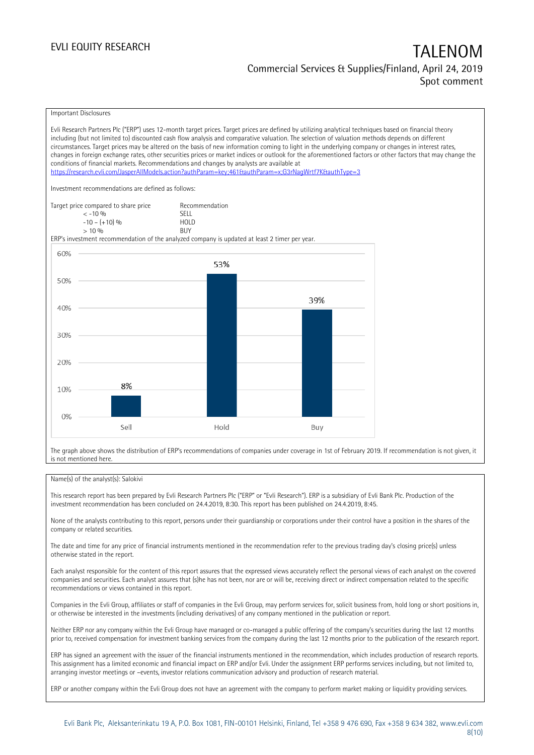Important Disclosures

Evli Research Partners Plc ("ERP") uses 12-month target prices. Target prices are defined by utilizing analytical techniques based on financial theory including (but not limited to) discounted cash flow analysis and comparative valuation. The selection of valuation methods depends on different circumstances. Target prices may be altered on the basis of new information coming to light in the underlying company or changes in interest rates, changes in foreign exchange rates, other securities prices or market indices or outlook for the aforementioned factors or other factors that may change the conditions of financial markets. Recommendations and changes by analysts are available at https://research.evli.com/JasperAllModels.action?authParam=key;461&authParam=x;G3rNagWrtf7K&authType=3

Investment recommendations are defined as follows:

| Target price compared to share price | Recommendation |
|---|---|
| < -10 % | SELL |
| -10 – (+10) % | HOLD |
| > 10 % | BUY |

ERP's investment recommendation of the analyzed company is updated at least 2 timer per year.

| | Sell | Hold | Buy |
|---|---|---|---|
| Share of recommendations | 8% | 53% | 39% |

The graph above shows the distribution of ERP's recommendations of companies under coverage in 1st of February 2019. If recommendation is not given, it is not mentioned here.

Name(s) of the analyst(s): Salokivi

This research report has been prepared by Evli Research Partners Plc ("ERP" or "Evli Research"). ERP is a subsidiary of Evli Bank Plc. Production of the investment recommendation has been concluded on 24.4.2019, 8:30. This report has been published on 24.4.2019, 8:45.

None of the analysts contributing to this report, persons under their guardianship or corporations under their control have a position in the shares of the company or related securities.

The date and time for any price of financial instruments mentioned in the recommendation refer to the previous trading day's closing price(s) unless otherwise stated in the report.

Each analyst responsible for the content of this report assures that the expressed views accurately reflect the personal views of each analyst on the covered companies and securities. Each analyst assures that (s)he has not been, nor are or will be, receiving direct or indirect compensation related to the specific recommendations or views contained in this report.

Companies in the Evli Group, affiliates or staff of companies in the Evli Group, may perform services for, solicit business from, hold long or short positions in, or otherwise be interested in the investments (including derivatives) of any company mentioned in the publication or report.

Neither ERP nor any company within the Evli Group have managed or co-managed a public offering of the company's securities during the last 12 months prior to, received compensation for investment banking services from the company during the last 12 months prior to the publication of the research report.

ERP has signed an agreement with the issuer of the financial instruments mentioned in the recommendation, which includes production of research reports. This assignment has a limited economic and financial impact on ERP and/or Evli. Under the assignment ERP performs services including, but not limited to, arranging investor meetings or –events, investor relations communication advisory and production of research material.

ERP or another company within the Evli Group does not have an agreement with the company to perform market making or liquidity providing services.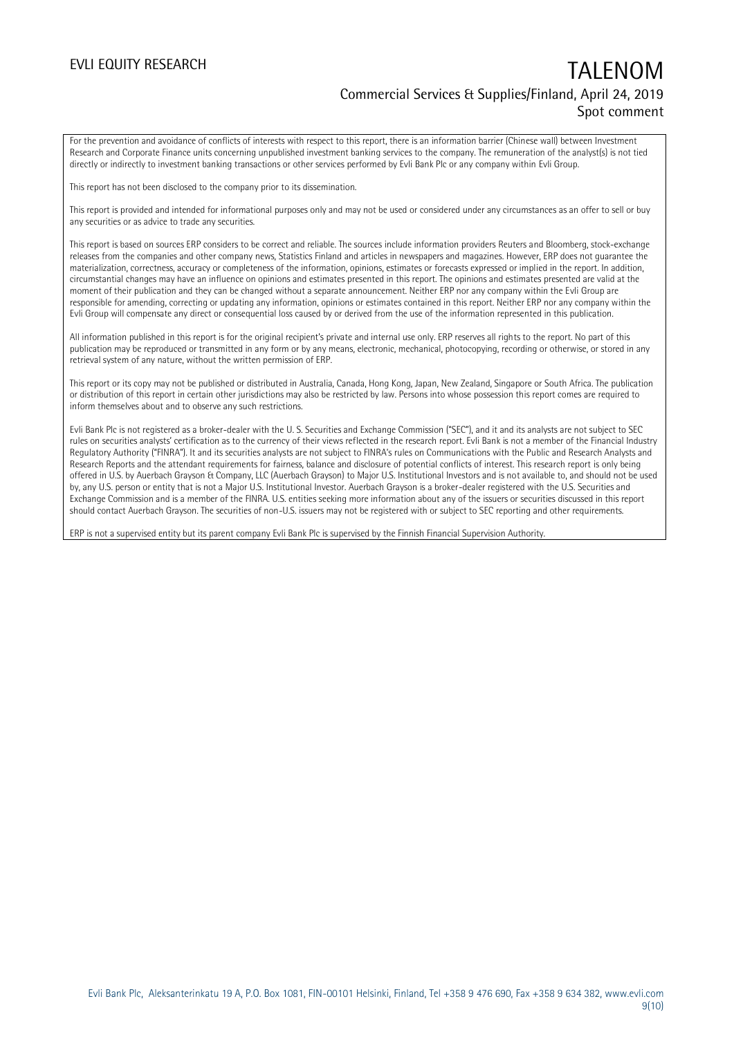For the prevention and avoidance of conflicts of interests with respect to this report, there is an information barrier (Chinese wall) between Investment Research and Corporate Finance units concerning unpublished investment banking services to the company. The remuneration of the analyst(s) is not tied directly or indirectly to investment banking transactions or other services performed by Evli Bank Plc or any company within Evli Group.

This report has not been disclosed to the company prior to its dissemination.

This report is provided and intended for informational purposes only and may not be used or considered under any circumstances as an offer to sell or buy any securities or as advice to trade any securities.

This report is based on sources ERP considers to be correct and reliable. The sources include information providers Reuters and Bloomberg, stock-exchange releases from the companies and other company news, Statistics Finland and articles in newspapers and magazines. However, ERP does not guarantee the materialization, correctness, accuracy or completeness of the information, opinions, estimates or forecasts expressed or implied in the report. In addition, circumstantial changes may have an influence on opinions and estimates presented in this report. The opinions and estimates presented are valid at the moment of their publication and they can be changed without a separate announcement. Neither ERP nor any company within the Evli Group are responsible for amending, correcting or updating any information, opinions or estimates contained in this report. Neither ERP nor any company within the Evli Group will compensate any direct or consequential loss caused by or derived from the use of the information represented in this publication.

All information published in this report is for the original recipient's private and internal use only. ERP reserves all rights to the report. No part of this publication may be reproduced or transmitted in any form or by any means, electronic, mechanical, photocopying, recording or otherwise, or stored in any retrieval system of any nature, without the written permission of ERP.

This report or its copy may not be published or distributed in Australia, Canada, Hong Kong, Japan, New Zealand, Singapore or South Africa. The publication or distribution of this report in certain other jurisdictions may also be restricted by law. Persons into whose possession this report comes are required to inform themselves about and to observe any such restrictions.

Evli Bank Plc is not registered as a broker-dealer with the U. S. Securities and Exchange Commission ("SEC"), and it and its analysts are not subject to SEC rules on securities analysts' certification as to the currency of their views reflected in the research report. Evli Bank is not a member of the Financial Industry Regulatory Authority ("FINRA"). It and its securities analysts are not subject to FINRA's rules on Communications with the Public and Research Analysts and Research Reports and the attendant requirements for fairness, balance and disclosure of potential conflicts of interest. This research report is only being offered in U.S. by Auerbach Grayson & Company, LLC (Auerbach Grayson) to Major U.S. Institutional Investors and is not available to, and should not be used by, any U.S. person or entity that is not a Major U.S. Institutional Investor. Auerbach Grayson is a broker-dealer registered with the U.S. Securities and Exchange Commission and is a member of the FINRA. U.S. entities seeking more information about any of the issuers or securities discussed in this report should contact Auerbach Grayson. The securities of non-U.S. issuers may not be registered with or subject to SEC reporting and other requirements.

ERP is not a supervised entity but its parent company Evli Bank Plc is supervised by the Finnish Financial Supervision Authority.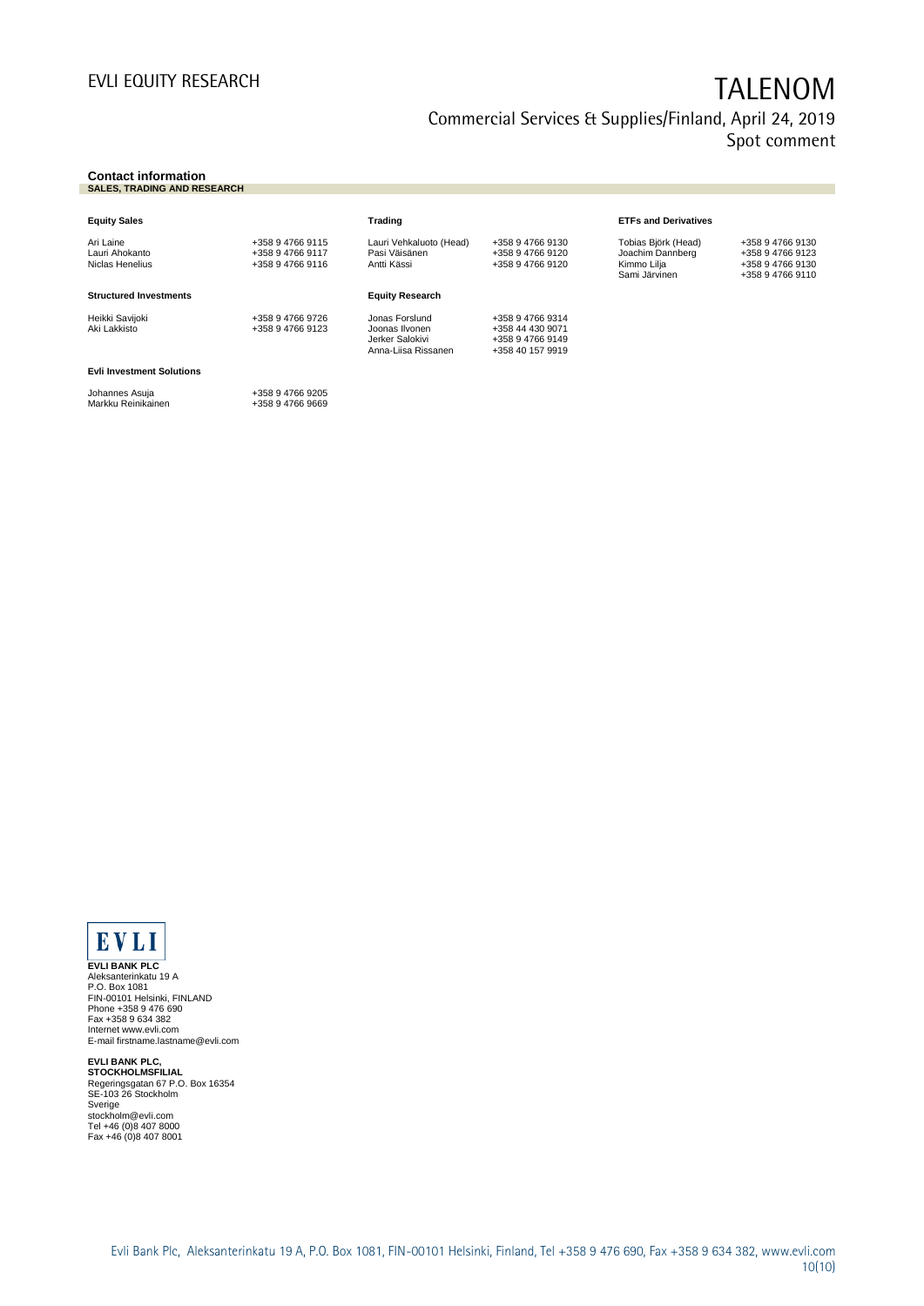## Contact information

### SALES, TRADING AND RESEARCH

| Equity Sales | | Trading | | ETFs and Derivatives | |
|---|---|---|---|---|---|
| Ari Laine | +358 9 4766 9115 | Lauri Vehkaluoto (Head) | +358 9 4766 9130 | Tobias Björk (Head) | +358 9 4766 9130 |
| Lauri Ahokanto | +358 9 4766 9117 | Pasi Väisänen | +358 9 4766 9120 | Joachim Dannberg | +358 9 4766 9123 |
| Niclas Henelius | +358 9 4766 9116 | Antti Kässi | +358 9 4766 9120 | Kimmo Lilja | +358 9 4766 9130 |
| | | | | Sami Järvinen | +358 9 4766 9110 |

| Structured Investments | | Equity Research | |
|---|---|---|---|
| Heikki Savijoki | +358 9 4766 9726 | Jonas Forslund | +358 9 4766 9314 |
| Aki Lakkisto | +358 9 4766 9123 | Joonas Ilvonen | +358 44 430 9071 |
| | | Jerker Salokivi | +358 9 4766 9149 |
| | | Anna-Liisa Rissanen | +358 40 157 9919 |

| Evli Investment Solutions | |
|---|---|
| Johannes Asuja | +358 9 4766 9205 |
| Markku Reinikainen | +358 9 4766 9669 |

**EVLI BANK PLC**
Aleksanterinkatu 19 A
P.O. Box 1081
FIN-00101 Helsinki, FINLAND
Phone +358 9 476 690
Fax +358 9 634 382
Internet www.evli.com
E-mail firstname.lastname@evli.com

**EVLI BANK PLC, STOCKHOLMSFILIAL**
Regeringsgatan 67 P.O. Box 16354
SE-103 26 Stockholm
Sverige
stockholm@evli.com
Tel +46 (0)8 407 8000
Fax +46 (0)8 407 8001